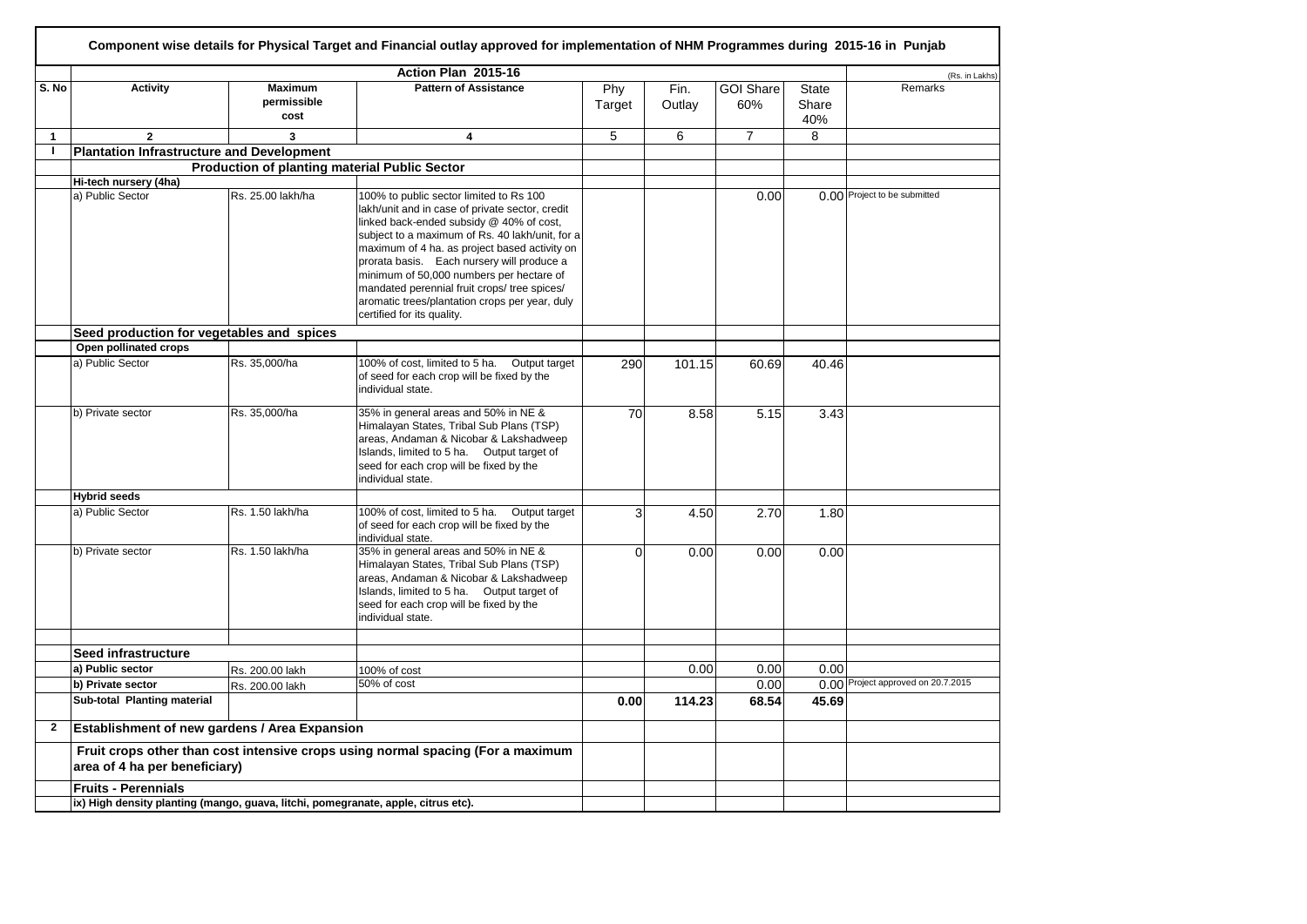## Component wise details for Physical Target and Financial outlay approved for implementation of NHM Programmes during 2015-16 in Punjab

(Rs. in Lakhs)

| S. No | Activity | Maximum permissible cost | Pattern of Assistance | Phy Target | Fin. Outlay | GOI Share 60% | State Share 40% | Remarks |
|---|---|---|---|---|---|---|---|---|
| | | | **Action Plan 2015-16** | | | | | |
| 1 | 2 | 3 | 4 | 5 | 6 | 7 | 8 | |
| I | **Plantation Infrastructure and Development** | | | | | | | |
| | | **Production of planting material Public Sector** | | | | | | |
| | **Hi-tech nursery (4ha)** | | | | | | | |
| | a) Public Sector | Rs. 25.00 lakh/ha | 100% to public sector limited to Rs 100 lakh/unit and in case of private sector, credit linked back-ended subsidy @ 40% of cost, subject to a maximum of Rs. 40 lakh/unit, for a maximum of 4 ha. as project based activity on prorata basis. Each nursery will produce a minimum of 50,000 numbers per hectare of mandated perennial fruit crops/ tree spices/ aromatic trees/plantation crops per year, duly certified for its quality. | | | 0.00 | 0.00 | Project to be submitted |
| | **Seed production for vegetables and spices** | | | | | | | |
| | **Open pollinated crops** | | | | | | | |
| | a) Public Sector | Rs. 35,000/ha | 100% of cost, limited to 5 ha. Output target of seed for each crop will be fixed by the individual state. | 290 | 101.15 | 60.69 | 40.46 | |
| | b) Private sector | Rs. 35,000/ha | 35% in general areas and 50% in NE & Himalayan States, Tribal Sub Plans (TSP) areas, Andaman & Nicobar & Lakshadweep Islands, limited to 5 ha. Output target of seed for each crop will be fixed by the individual state. | 70 | 8.58 | 5.15 | 3.43 | |
| | **Hybrid seeds** | | | | | | | |
| | a) Public Sector | Rs. 1.50 lakh/ha | 100% of cost, limited to 5 ha. Output target of seed for each crop will be fixed by the individual state. | 3 | 4.50 | 2.70 | 1.80 | |
| | b) Private sector | Rs. 1.50 lakh/ha | 35% in general areas and 50% in NE & Himalayan States, Tribal Sub Plans (TSP) areas, Andaman & Nicobar & Lakshadweep Islands, limited to 5 ha. Output target of seed for each crop will be fixed by the individual state. | 0 | 0.00 | 0.00 | 0.00 | |
| | | | | | | | | |
| | **Seed infrastructure** | | | | | | | |
| | **a) Public sector** | Rs. 200.00 lakh | 100% of cost | | 0.00 | 0.00 | 0.00 | |
| | **b) Private sector** | Rs. 200.00 lakh | 50% of cost | | | 0.00 | 0.00 | Project approved on 20.7.2015 |
| | **Sub-total Planting material** | | | **0.00** | **114.23** | **68.54** | **45.69** | |
| 2 | **Establishment of new gardens / Area Expansion** | | | | | | | |
| | **Fruit crops other than cost intensive crops using normal spacing (For a maximum area of 4 ha per beneficiary)** | | | | | | | |
| | **Fruits - Perennials** | | | | | | | |
| | **ix) High density planting (mango, guava, litchi, pomegranate, apple, citrus etc).** | | | | | | | |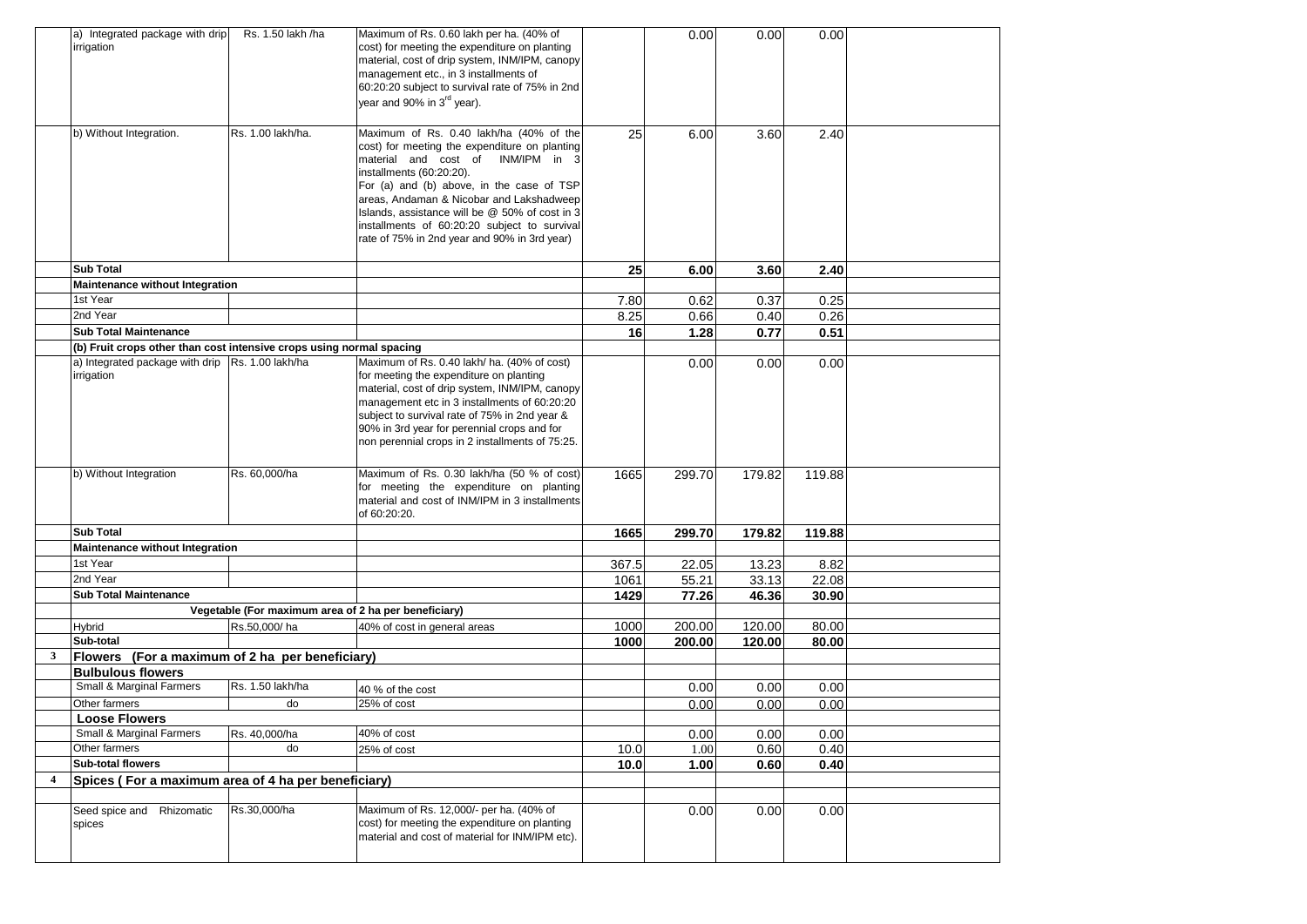| | | | | | | | | |
|---|---|---|---|---|---|---|---|---|
| | a) Integrated package with drip irrigation | Rs. 1.50 lakh /ha | Maximum of Rs. 0.60 lakh per ha. (40% of cost) for meeting the expenditure on planting material, cost of drip system, INM/IPM, canopy management etc., in 3 installments of 60:20:20 subject to survival rate of 75% in 2nd year and 90% in 3[rd] year). | | 0.00 | 0.00 | 0.00 | |
| | b) Without Integration. | Rs. 1.00 lakh/ha. | Maximum of Rs. 0.40 lakh/ha (40% of the cost) for meeting the expenditure on planting material and cost of INM/IPM in 3 installments (60:20:20). For (a) and (b) above, in the case of TSP areas, Andaman & Nicobar and Lakshadweep Islands, assistance will be @ 50% of cost in 3 installments of 60:20:20 subject to survival rate of 75% in 2nd year and 90% in 3rd year) | 25 | 6.00 | 3.60 | 2.40 | |
| | **Sub Total** | | | **25** | **6.00** | **3.60** | **2.40** | |
| | **Maintenance without Integration** | | | | | | | |
| | 1st Year | | | 7.80 | 0.62 | 0.37 | 0.25 | |
| | 2nd Year | | | 8.25 | 0.66 | 0.40 | 0.26 | |
| | **Sub Total Maintenance** | | | **16** | **1.28** | **0.77** | **0.51** | |
| | **(b) Fruit crops other than cost intensive crops using normal spacing** | | | | | | | |
| | a) Integrated package with drip irrigation | Rs. 1.00 lakh/ha | Maximum of Rs. 0.40 lakh/ ha. (40% of cost) for meeting the expenditure on planting material, cost of drip system, INM/IPM, canopy management etc in 3 installments of 60:20:20 subject to survival rate of 75% in 2nd year & 90% in 3rd year for perennial crops and for non perennial crops in 2 installments of 75:25. | | 0.00 | 0.00 | 0.00 | |
| | b) Without Integration | Rs. 60,000/ha | Maximum of Rs. 0.30 lakh/ha (50 % of cost) for meeting the expenditure on planting material and cost of INM/IPM in 3 installments of 60:20:20. | 1665 | 299.70 | 179.82 | 119.88 | |
| | **Sub Total** | | | **1665** | **299.70** | **179.82** | **119.88** | |
| | **Maintenance without Integration** | | | | | | | |
| | 1st Year | | | 367.5 | 22.05 | 13.23 | 8.82 | |
| | 2nd Year | | | 1061 | 55.21 | 33.13 | 22.08 | |
| | **Sub Total Maintenance** | | | **1429** | **77.26** | **46.36** | **30.90** | |
| | | **Vegetable (For maximum area of 2 ha per beneficiary)** | | | | | | |
| | Hybrid | Rs.50,000/ ha | 40% of cost in general areas | 1000 | 200.00 | 120.00 | 80.00 | |
| | **Sub-total** | | | **1000** | **200.00** | **120.00** | **80.00** | |
| **3** | **Flowers (For a maximum of 2 ha per beneficiary)** | | | | | | | |
| | **Bulbulous flowers** | | | | | | | |
| | Small & Marginal Farmers | Rs. 1.50 lakh/ha | 40 % of the cost | | 0.00 | 0.00 | 0.00 | |
| | Other farmers | do | 25% of cost | | 0.00 | 0.00 | 0.00 | |
| | **Loose Flowers** | | | | | | | |
| | Small & Marginal Farmers | Rs. 40,000/ha | 40% of cost | | 0.00 | 0.00 | 0.00 | |
| | Other farmers | do | 25% of cost | 10.0 | 1.00 | 0.60 | 0.40 | |
| | **Sub-total flowers** | | | **10.0** | **1.00** | **0.60** | **0.40** | |
| **4** | **Spices ( For a maximum area of 4 ha per beneficiary)** | | | | | | | |
| | | | | | | | | |
| | Seed spice and Rhizomatic spices | Rs.30,000/ha | Maximum of Rs. 12,000/- per ha. (40% of cost) for meeting the expenditure on planting material and cost of material for INM/IPM etc). | | 0.00 | 0.00 | 0.00 | |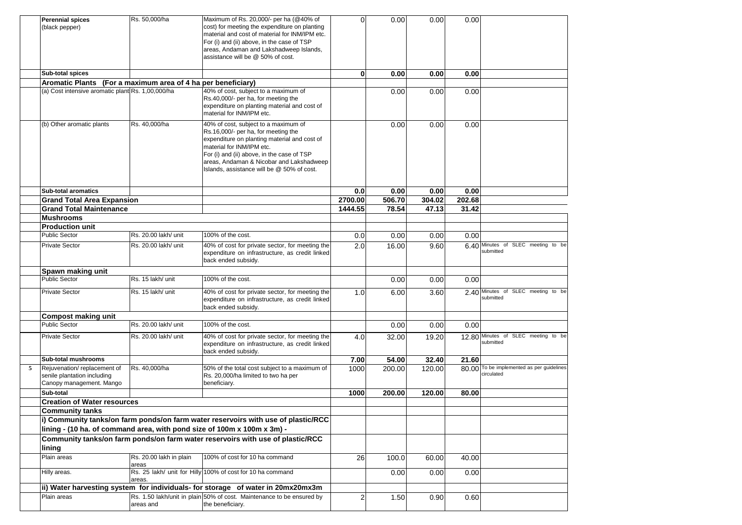| | | | | | | | |
|---|---|---|---|---|---|---|---|
| | Perennial spices (black pepper) | Rs. 50,000/ha | Maximum of Rs. 20,000/- per ha (@40% of cost) for meeting the expenditure on planting material and cost of material for INM/IPM etc. For (i) and (ii) above, in the case of TSP areas, Andaman and Lakshadweep Islands, assistance will be @ 50% of cost. | 0 | 0.00 | 0.00 | 0.00 | |
| | **Sub-total spices** | | | **0** | **0.00** | **0.00** | **0.00** | |
| | **Aromatic Plants (For a maximum area of 4 ha per beneficiary)** | | | | | | | |
| | (a) Cost intensive aromatic plant | Rs. 1,00,000/ha | 40% of cost, subject to a maximum of Rs.40,000/- per ha, for meeting the expenditure on planting material and cost of material for INM/IPM etc. | | 0.00 | 0.00 | 0.00 | |
| | (b) Other aromatic plants | Rs. 40,000/ha | 40% of cost, subject to a maximum of Rs.16,000/- per ha, for meeting the expenditure on planting material and cost of material for INM/IPM etc. For (i) and (ii) above, in the case of TSP areas, Andaman & Nicobar and Lakshadweep Islands, assistance will be @ 50% of cost. | | 0.00 | 0.00 | 0.00 | |
| | **Sub-total aromatics** | | | **0.0** | **0.00** | **0.00** | **0.00** | |
| | **Grand Total Area Expansion** | | | **2700.00** | **506.70** | **304.02** | **202.68** | |
| | **Grand Total Maintenance** | | | **1444.55** | **78.54** | **47.13** | **31.42** | |
| | **Mushrooms** | | | | | | | |
| | **Production unit** | | | | | | | |
| | Public Sector | Rs. 20.00 lakh/ unit | 100% of the cost. | 0.0 | 0.00 | 0.00 | 0.00 | |
| | Private Sector | Rs. 20.00 lakh/ unit | 40% of cost for private sector, for meeting the expenditure on infrastructure, as credit linked back ended subsidy. | 2.0 | 16.00 | 9.60 | 6.40 | Minutes of SLEC meeting to be submitted |
| | **Spawn making unit** | | | | | | | |
| | Public Sector | Rs. 15 lakh/ unit | 100% of the cost. | | 0.00 | 0.00 | 0.00 | |
| | Private Sector | Rs. 15 lakh/ unit | 40% of cost for private sector, for meeting the expenditure on infrastructure, as credit linked back ended subsidy. | 1.0 | 6.00 | 3.60 | 2.40 | Minutes of SLEC meeting to be submitted |
| | **Compost making unit** | | | | | | | |
| | Public Sector | Rs. 20.00 lakh/ unit | 100% of the cost. | | 0.00 | 0.00 | 0.00 | |
| | Private Sector | Rs. 20.00 lakh/ unit | 40% of cost for private sector, for meeting the expenditure on infrastructure, as credit linked back ended subsidy. | 4.0 | 32.00 | 19.20 | 12.80 | Minutes of SLEC meeting to be submitted |
| | **Sub-total mushrooms** | | | **7.00** | **54.00** | **32.40** | **21.60** | |
| 5 | Rejuvenation/ replacement of senile plantation including Canopy management. Mango | Rs. 40,000/ha | 50% of the total cost subject to a maximum of Rs. 20,000/ha limited to two ha per beneficiary. | 1000 | 200.00 | 120.00 | 80.00 | To be implemented as per guidelines circulated |
| | **Sub-total** | | | **1000** | **200.00** | **120.00** | **80.00** | |
| | **Creation of Water resources** | | | | | | | |
| | **Community tanks** | | | | | | | |
| | **i) Community tanks/on farm ponds/on farm water reservoirs with use of plastic/RCC lining - (10 ha. of command area, with pond size of 100m x 100m x 3m) -** | | | | | | | |
| | **Community tanks/on farm ponds/on farm water reservoirs with use of plastic/RCC lining** | | | | | | | |
| | Plain areas | Rs. 20.00 lakh in plain areas | 100% of cost for 10 ha command | 26 | 100.0 | 60.00 | 40.00 | |
| | Hilly areas. | Rs. 25 lakh/ unit for Hilly areas. | 100% of cost for 10 ha command | | 0.00 | 0.00 | 0.00 | |
| | **ii) Water harvesting system for individuals- for storage of water in 20mx20mx3m** | | | | | | | |
| | Plain areas | Rs. 1.50 lakh/unit in plain areas and | 50% of cost. Maintenance to be ensured by the beneficiary. | 2 | 1.50 | 0.90 | 0.60 | |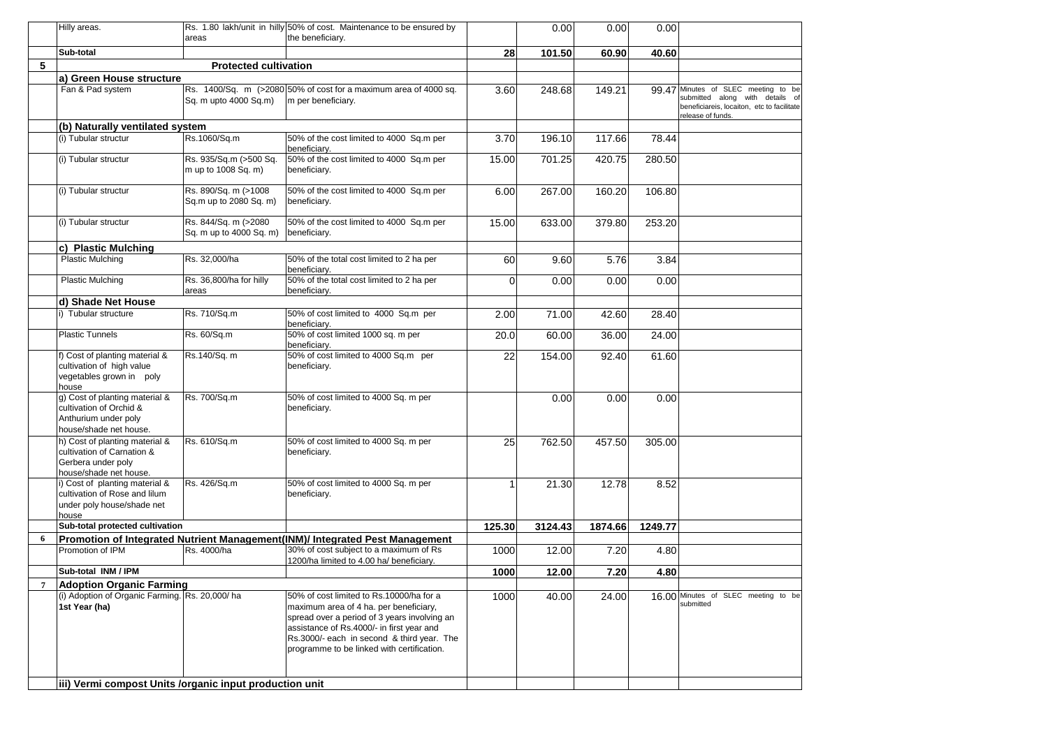| | | | | | | | | |
|---|---|---|---|---|---|---|---|---|
| | Hilly areas. | Rs. 1.80 lakh/unit in hilly areas | 50% of cost. Maintenance to be ensured by the beneficiary. | | 0.00 | 0.00 | 0.00 | |
| | **Sub-total** | | | **28** | **101.50** | **60.90** | **40.60** | |
| **5** | | **Protected cultivation** | | | | | | |
| | **a) Green House structure** | | | | | | | |
| | Fan & Pad system | Rs. 1400/Sq. m (>2080 Sq. m upto 4000 Sq.m) | 50% of cost for a maximum area of 4000 sq. m per beneficiary. | 3.60 | 248.68 | 149.21 | 99.47 | Minutes of SLEC meeting to be submitted along with details of beneficiareis, locaiton, etc to facilitate release of funds. |
| | **(b) Naturally ventilated system** | | | | | | | |
| | (i) Tubular structur | Rs.1060/Sq.m | 50% of the cost limited to 4000 Sq.m per beneficiary. | 3.70 | 196.10 | 117.66 | 78.44 | |
| | (i) Tubular structur | Rs. 935/Sq.m (>500 Sq. m up to 1008 Sq. m) | 50% of the cost limited to 4000 Sq.m per beneficiary. | 15.00 | 701.25 | 420.75 | 280.50 | |
| | (i) Tubular structur | Rs. 890/Sq. m (>1008 Sq.m up to 2080 Sq. m) | 50% of the cost limited to 4000 Sq.m per beneficiary. | 6.00 | 267.00 | 160.20 | 106.80 | |
| | (i) Tubular structur | Rs. 844/Sq. m (>2080 Sq. m up to 4000 Sq. m) | 50% of the cost limited to 4000 Sq.m per beneficiary. | 15.00 | 633.00 | 379.80 | 253.20 | |
| | **c) Plastic Mulching** | | | | | | | |
| | Plastic Mulching | Rs. 32,000/ha | 50% of the total cost limited to 2 ha per beneficiary. | 60 | 9.60 | 5.76 | 3.84 | |
| | Plastic Mulching | Rs. 36,800/ha for hilly areas | 50% of the total cost limited to 2 ha per beneficiary. | 0 | 0.00 | 0.00 | 0.00 | |
| | **d) Shade Net House** | | | | | | | |
| | i) Tubular structure | Rs. 710/Sq.m | 50% of cost limited to 4000 Sq.m per beneficiary. | 2.00 | 71.00 | 42.60 | 28.40 | |
| | Plastic Tunnels | Rs. 60/Sq.m | 50% of cost limited 1000 sq. m per beneficiary. | 20.0 | 60.00 | 36.00 | 24.00 | |
| | f) Cost of planting material & cultivation of high value vegetables grown in poly house | Rs.140/Sq. m | 50% of cost limited to 4000 Sq.m per beneficiary. | 22 | 154.00 | 92.40 | 61.60 | |
| | g) Cost of planting material & cultivation of Orchid & Anthurium under poly house/shade net house. | Rs. 700/Sq.m | 50% of cost limited to 4000 Sq. m per beneficiary. | | 0.00 | 0.00 | 0.00 | |
| | h) Cost of planting material & cultivation of Carnation & Gerbera under poly house/shade net house. | Rs. 610/Sq.m | 50% of cost limited to 4000 Sq. m per beneficiary. | 25 | 762.50 | 457.50 | 305.00 | |
| | i) Cost of planting material & cultivation of Rose and lilum under poly house/shade net house | Rs. 426/Sq.m | 50% of cost limited to 4000 Sq. m per beneficiary. | 1 | 21.30 | 12.78 | 8.52 | |
| | **Sub-total protected cultivation** | | | **125.30** | **3124.43** | **1874.66** | **1249.77** | |
| **6** | **Promotion of Integrated Nutrient Management(INM)/ Integrated Pest Management** | | | | | | | |
| | Promotion of IPM | Rs. 4000/ha | 30% of cost subject to a maximum of Rs 1200/ha limited to 4.00 ha/ beneficiary. | 1000 | 12.00 | 7.20 | 4.80 | |
| | **Sub-total INM / IPM** | | | **1000** | **12.00** | **7.20** | **4.80** | |
| **7** | **Adoption Organic Farming** | | | | | | | |
| | (i) Adoption of Organic Farming. **1st Year (ha)** | Rs. 20,000/ ha | 50% of cost limited to Rs.10000/ha for a maximum area of 4 ha. per beneficiary, spread over a period of 3 years involving an assistance of Rs.4000/- in first year and Rs.3000/- each in second & third year. The programme to be linked with certification. | 1000 | 40.00 | 24.00 | 16.00 | Minutes of SLEC meeting to be submitted |
| | **iii) Vermi compost Units /organic input production unit** | | | | | | | |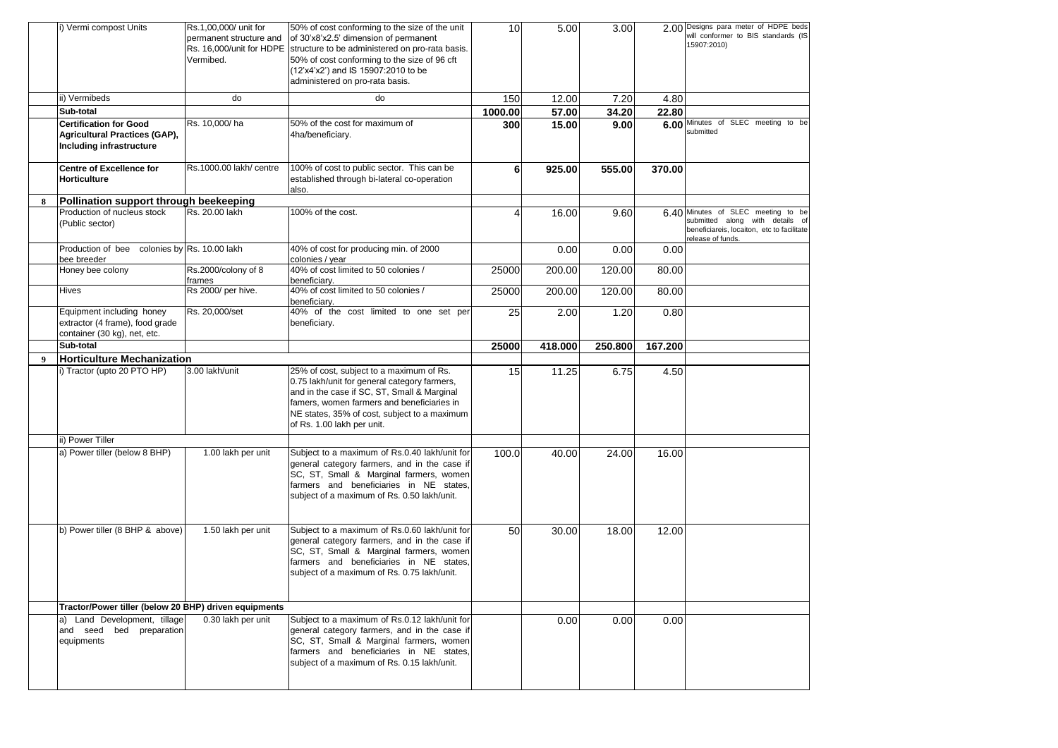| | | | | | | | | |
|---|---|---|---|---|---|---|---|---|
| | i) Vermi compost Units | Rs.1,00,000/ unit for permanent structure and Rs. 16,000/unit for HDPE Vermibed. | 50% of cost conforming to the size of the unit of 30'x8'x2.5' dimension of permanent structure to be administered on pro-rata basis. 50% of cost conforming to the size of 96 cft (12'x4'x2') and IS 15907:2010 to be administered on pro-rata basis. | 10 | 5.00 | 3.00 | 2.00 | Designs para meter of HDPE beds will conformer to BIS standards (IS 15907:2010) |
| | ii) Vermibeds | do | do | 150 | 12.00 | 7.20 | 4.80 | |
| | **Sub-total** | | | **1000.00** | **57.00** | **34.20** | **22.80** | |
| | **Certification for Good Agricultural Practices (GAP), Including infrastructure** | Rs. 10,000/ ha | 50% of the cost for maximum of 4ha/beneficiary. | **300** | **15.00** | **9.00** | **6.00** | Minutes of SLEC meeting to be submitted |
| | **Centre of Excellence for Horticulture** | Rs.1000.00 lakh/ centre | 100% of cost to public sector. This can be established through bi-lateral co-operation also. | **6** | **925.00** | **555.00** | **370.00** | |
| **8** | **Pollination support through beekeeping** | | | | | | | |
| | Production of nucleus stock (Public sector) | Rs. 20.00 lakh | 100% of the cost. | 4 | 16.00 | 9.60 | 6.40 | Minutes of SLEC meeting to be submitted along with details of beneficiareis, locaiton, etc to facilitate release of funds. |
| | Production of bee colonies by bee breeder | Rs. 10.00 lakh | 40% of cost for producing min. of 2000 colonies / year | | 0.00 | 0.00 | 0.00 | |
| | Honey bee colony | Rs.2000/colony of 8 frames | 40% of cost limited to 50 colonies / beneficiary. | 25000 | 200.00 | 120.00 | 80.00 | |
| | Hives | Rs 2000/ per hive. | 40% of cost limited to 50 colonies / beneficiary. | 25000 | 200.00 | 120.00 | 80.00 | |
| | Equipment including honey extractor (4 frame), food grade container (30 kg), net, etc. | Rs. 20,000/set | 40% of the cost limited to one set per beneficiary. | 25 | 2.00 | 1.20 | 0.80 | |
| | **Sub-total** | | | **25000** | **418.000** | **250.800** | **167.200** | |
| **9** | **Horticulture Mechanization** | | | | | | | |
| | i) Tractor (upto 20 PTO HP) | 3.00 lakh/unit | 25% of cost, subject to a maximum of Rs. 0.75 lakh/unit for general category farmers, and in the case if SC, ST, Small & Marginal famers, women farmers and beneficiaries in NE states, 35% of cost, subject to a maximum of Rs. 1.00 lakh per unit. | 15 | 11.25 | 6.75 | 4.50 | |
| | ii) Power Tiller | | | | | | | |
| | a) Power tiller (below 8 BHP) | 1.00 lakh per unit | Subject to a maximum of Rs.0.40 lakh/unit for general category farmers, and in the case if SC, ST, Small & Marginal farmers, women farmers and beneficiaries in NE states, subject of a maximum of Rs. 0.50 lakh/unit. | 100.0 | 40.00 | 24.00 | 16.00 | |
| | b) Power tiller (8 BHP & above) | 1.50 lakh per unit | Subject to a maximum of Rs.0.60 lakh/unit for general category farmers, and in the case if SC, ST, Small & Marginal farmers, women farmers and beneficiaries in NE states, subject of a maximum of Rs. 0.75 lakh/unit. | 50 | 30.00 | 18.00 | 12.00 | |
| | **Tractor/Power tiller (below 20 BHP) driven equipments** | | | | | | | |
| | a) Land Development, tillage and seed bed preparation equipments | 0.30 lakh per unit | Subject to a maximum of Rs.0.12 lakh/unit for general category farmers, and in the case if SC, ST, Small & Marginal farmers, women farmers and beneficiaries in NE states, subject of a maximum of Rs. 0.15 lakh/unit. | | 0.00 | 0.00 | 0.00 | |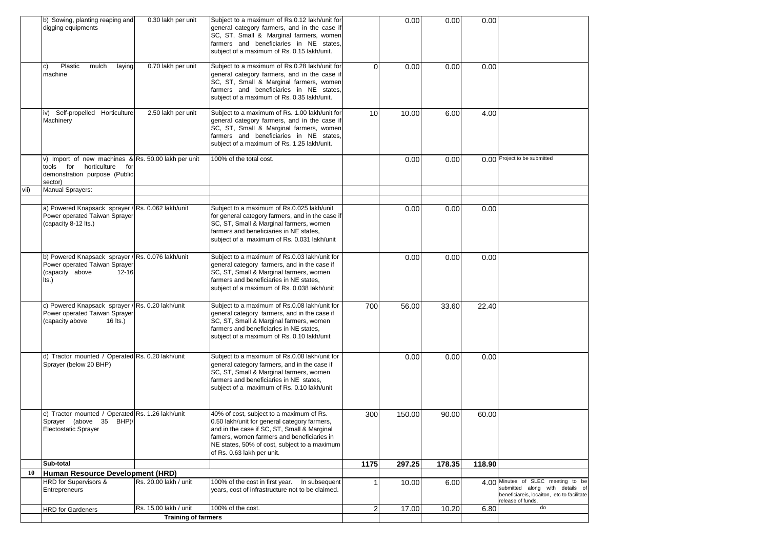| | | | | | | | | |
|---|---|---|---|---|---|---|---|---|
| | b) Sowing, planting reaping and digging equipments | 0.30 lakh per unit | Subject to a maximum of Rs.0.12 lakh/unit for general category farmers, and in the case if SC, ST, Small & Marginal farmers, women farmers and beneficiaries in NE states, subject of a maximum of Rs. 0.15 lakh/unit. | | 0.00 | 0.00 | 0.00 | |
| | c) Plastic mulch laying machine | 0.70 lakh per unit | Subject to a maximum of Rs.0.28 lakh/unit for general category farmers, and in the case if SC, ST, Small & Marginal farmers, women farmers and beneficiaries in NE states, subject of a maximum of Rs. 0.35 lakh/unit. | 0 | 0.00 | 0.00 | 0.00 | |
| | iv) Self-propelled Horticulture Machinery | 2.50 lakh per unit | Subject to a maximum of Rs. 1.00 lakh/unit for general category farmers, and in the case if SC, ST, Small & Marginal farmers, women farmers and beneficiaries in NE states, subject of a maximum of Rs. 1.25 lakh/unit. | 10 | 10.00 | 6.00 | 4.00 | |
| | v) Import of new machines & tools for horticulture for demonstration purpose (Public sector) | Rs. 50.00 lakh per unit | 100% of the total cost. | | 0.00 | 0.00 | 0.00 | Project to be submitted |
| vii) | Manual Sprayers: | | | | | | | |
| | | | | | | | | |
| | a) Powered Knapsack sprayer / Power operated Taiwan Sprayer (capacity 8-12 lts.) | Rs. 0.062 lakh/unit | Subject to a maximum of Rs.0.025 lakh/unit for general category farmers, and in the case if SC, ST, Small & Marginal farmers, women farmers and beneficiaries in NE states, subject of a maximum of Rs. 0.031 lakh/unit | | 0.00 | 0.00 | 0.00 | |
| | b) Powered Knapsack sprayer / Power operated Taiwan Sprayer (capacity above 12-16 lts.) | Rs. 0.076 lakh/unit | Subject to a maximum of Rs.0.03 lakh/unit for general category farmers, and in the case if SC, ST, Small & Marginal farmers, women farmers and beneficiaries in NE states, subject of a maximum of Rs. 0.038 lakh/unit | | 0.00 | 0.00 | 0.00 | |
| | c) Powered Knapsack sprayer / Power operated Taiwan Sprayer (capacity above 16 lts.) | Rs. 0.20 lakh/unit | Subject to a maximum of Rs.0.08 lakh/unit for general category farmers, and in the case if SC, ST, Small & Marginal farmers, women farmers and beneficiaries in NE states, subject of a maximum of Rs. 0.10 lakh/unit | 700 | 56.00 | 33.60 | 22.40 | |
| | d) Tractor mounted / Operated Sprayer (below 20 BHP) | Rs. 0.20 lakh/unit | Subject to a maximum of Rs.0.08 lakh/unit for general category farmers, and in the case if SC, ST, Small & Marginal farmers, women farmers and beneficiaries in NE states, subject of a maximum of Rs. 0.10 lakh/unit | | 0.00 | 0.00 | 0.00 | |
| | e) Tractor mounted / Operated Sprayer (above 35 BHP)/ Electostatic Sprayer | Rs. 1.26 lakh/unit | 40% of cost, subject to a maximum of Rs. 0.50 lakh/unit for general category farmers, and in the case if SC, ST, Small & Marginal famers, women farmers and beneficiaries in NE states, 50% of cost, subject to a maximum of Rs. 0.63 lakh per unit. | 300 | 150.00 | 90.00 | 60.00 | |
| | **Sub-total** | | | **1175** | **297.25** | **178.35** | **118.90** | |
| **10** | **Human Resource Development (HRD)** | | | | | | | |
| | HRD for Supervisors & Entrepreneurs | Rs. 20.00 lakh / unit | 100% of the cost in first year. In subsequent years, cost of infrastructure not to be claimed. | 1 | 10.00 | 6.00 | 4.00 | Minutes of SLEC meeting to be submitted along with details of beneficiareis, locaiton, etc to facilitate release of funds. |
| | HRD for Gardeners | Rs. 15.00 lakh / unit | 100% of the cost. | 2 | 17.00 | 10.20 | 6.80 | do |
| | **Training of farmers** | | | | | | | |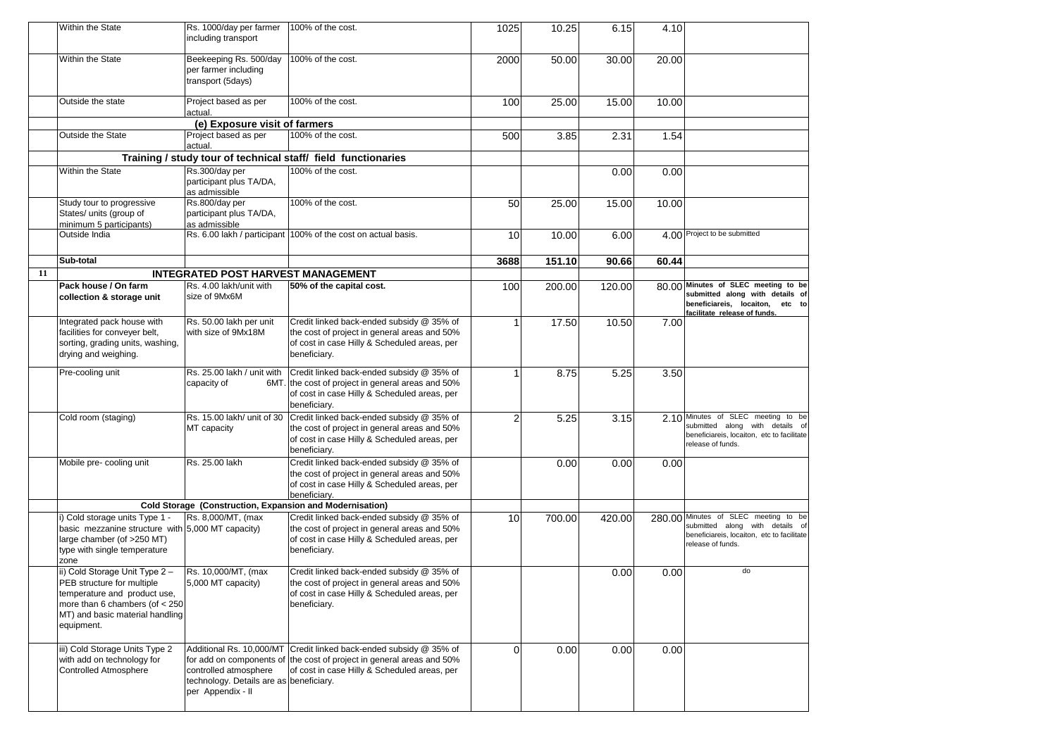| | | | | | | | | |
|---|---|---|---|---|---|---|---|---|
| | Within the State | Rs. 1000/day per farmer including transport | 100% of the cost. | 1025 | 10.25 | 6.15 | 4.10 | |
| | Within the State | Beekeeping Rs. 500/day per farmer including transport (5days) | 100% of the cost. | 2000 | 50.00 | 30.00 | 20.00 | |
| | Outside the state | Project based as per actual. | 100% of the cost. | 100 | 25.00 | 15.00 | 10.00 | |
| | | **(e) Exposure visit of farmers** | | | | | | |
| | Outside the State | Project based as per actual. | 100% of the cost. | 500 | 3.85 | 2.31 | 1.54 | |
| | | **Training / study tour of technical staff/ field functionaries** | | | | | | |
| | Within the State | Rs.300/day per participant plus TA/DA, as admissible | 100% of the cost. | | | 0.00 | 0.00 | |
| | Study tour to progressive States/ units (group of minimum 5 participants) | Rs.800/day per participant plus TA/DA, as admissible | 100% of the cost. | 50 | 25.00 | 15.00 | 10.00 | |
| | Outside India | Rs. 6.00 lakh / participant | 100% of the cost on actual basis. | 10 | 10.00 | 6.00 | 4.00 | Project to be submitted |
| | **Sub-total** | | | **3688** | **151.10** | **90.66** | **60.44** | |
| **11** | | **INTEGRATED POST HARVEST MANAGEMENT** | | | | | | |
| | **Pack house / On farm collection & storage unit** | Rs. 4.00 lakh/unit with size of 9Mx6M | **50% of the capital cost.** | 100 | 200.00 | 120.00 | 80.00 | **Minutes of SLEC meeting to be submitted along with details of beneficiareis, locaiton, etc to facilitate release of funds.** |
| | Integrated pack house with facilities for conveyer belt, sorting, grading units, washing, drying and weighing. | Rs. 50.00 lakh per unit with size of 9Mx18M | Credit linked back-ended subsidy @ 35% of the cost of project in general areas and 50% of cost in case Hilly & Scheduled areas, per beneficiary. | 1 | 17.50 | 10.50 | 7.00 | |
| | Pre-cooling unit | Rs. 25.00 lakh / unit with capacity of 6MT. | Credit linked back-ended subsidy @ 35% of the cost of project in general areas and 50% of cost in case Hilly & Scheduled areas, per beneficiary. | 1 | 8.75 | 5.25 | 3.50 | |
| | Cold room (staging) | Rs. 15.00 lakh/ unit of 30 MT capacity | Credit linked back-ended subsidy @ 35% of the cost of project in general areas and 50% of cost in case Hilly & Scheduled areas, per beneficiary. | 2 | 5.25 | 3.15 | 2.10 | Minutes of SLEC meeting to be submitted along with details of beneficiareis, locaiton, etc to facilitate release of funds. |
| | Mobile pre- cooling unit | Rs. 25.00 lakh | Credit linked back-ended subsidy @ 35% of the cost of project in general areas and 50% of cost in case Hilly & Scheduled areas, per beneficiary. | | 0.00 | 0.00 | 0.00 | |
| | | **Cold Storage (Construction, Expansion and Modernisation)** | | | | | | |
| | i) Cold storage units Type 1 - basic mezzanine structure with large chamber (of >250 MT) type with single temperature zone | Rs. 8,000/MT, (max 5,000 MT capacity) | Credit linked back-ended subsidy @ 35% of the cost of project in general areas and 50% of cost in case Hilly & Scheduled areas, per beneficiary. | 10 | 700.00 | 420.00 | 280.00 | Minutes of SLEC meeting to be submitted along with details of beneficiareis, locaiton, etc to facilitate release of funds. |
| | ii) Cold Storage Unit Type 2 – PEB structure for multiple temperature and product use, more than 6 chambers (of < 250 MT) and basic material handling equipment. | Rs. 10,000/MT, (max 5,000 MT capacity) | Credit linked back-ended subsidy @ 35% of the cost of project in general areas and 50% of cost in case Hilly & Scheduled areas, per beneficiary. | | | 0.00 | 0.00 | do |
| | iii) Cold Storage Units Type 2 with add on technology for Controlled Atmosphere | Additional Rs. 10,000/MT for add on components of controlled atmosphere technology. Details are as per Appendix - II | Credit linked back-ended subsidy @ 35% of the cost of project in general areas and 50% of cost in case Hilly & Scheduled areas, per beneficiary. | 0 | 0.00 | 0.00 | 0.00 | |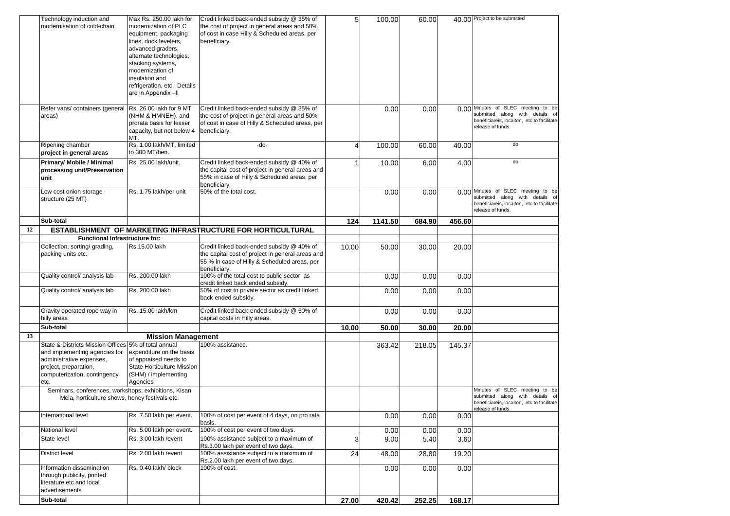| | | | | | | | | |
|---|---|---|---|---|---|---|---|---|
| | Technology induction and modernisation of cold-chain | Max Rs. 250.00 lakh for modernization of PLC equipment, packaging lines, dock levelers, advanced graders, alternate technologies, stacking systems, modernization of insulation and refrigeration, etc. Details are in Appendix –II | Credit linked back-ended subsidy @ 35% of the cost of project in general areas and 50% of cost in case Hilly & Scheduled areas, per beneficiary. | 5 | 100.00 | 60.00 | 40.00 | Project to be submitted |
| | Refer vans/ containers (general areas) | Rs. 26.00 lakh for 9 MT (NHM & HMNEH), and prorata basis for lesser capacity, but not below 4 MT. | Credit linked back-ended subsidy @ 35% of the cost of project in general areas and 50% of cost in case of Hilly & Scheduled areas, per beneficiary. | | 0.00 | 0.00 | 0.00 | Minutes of SLEC meeting to be submitted along with details of beneficiareis, locaiton, etc to facilitate release of funds. |
| | Ripening chamber **project in general areas** | Rs. 1.00 lakh/MT, limited to 300 MT/ben. | -do- | 4 | 100.00 | 60.00 | 40.00 | do |
| | **Primary/ Mobile / Minimal processing unit/Preservation unit** | Rs. 25.00 lakh/unit. | Credit linked back-ended subsidy @ 40% of the capital cost of project in general areas and 55% in case of Hilly & Scheduled areas, per beneficiary. | 1 | 10.00 | 6.00 | 4.00 | do |
| | Low cost onion storage structure (25 MT) | Rs. 1.75 lakh/per unit | 50% of the total cost. | | 0.00 | 0.00 | 0.00 | Minutes of SLEC meeting to be submitted along with details of beneficiareis, locaiton, etc to facilitate release of funds. |
| | **Sub-total** | | | **124** | **1141.50** | **684.90** | **456.60** | |
| **12** | **ESTABLISHMENT OF MARKETING INFRASTRUCTURE FOR HORTICULTURAL** | | | | | | | |
| | **Functional Infrastructure for:** | | | | | | | |
| | Collection, sorting/ grading, packing units etc. | Rs.15.00 lakh | Credit linked back-ended subsidy @ 40% of the capital cost of project in general areas and 55 % in case of Hilly & Scheduled areas, per beneficiary. | 10.00 | 50.00 | 30.00 | 20.00 | |
| | Quality control/ analysis lab | Rs. 200.00 lakh | 100% of the total cost to public sector as credit linked back ended subsidy. | | 0.00 | 0.00 | 0.00 | |
| | Quality control/ analysis lab | Rs. 200.00 lakh | 50% of cost to private sector as credit linked back ended subsidy. | | 0.00 | 0.00 | 0.00 | |
| | Gravity operated rope way in hilly areas | Rs. 15.00 lakh/km | Credit linked back-ended subsidy @ 50% of capital costs in Hilly areas. | | 0.00 | 0.00 | 0.00 | |
| | **Sub-total** | | | **10.00** | **50.00** | **30.00** | **20.00** | |
| **13** | **Mission Management** | | | | | | | |
| | State & Districts Mission Offices and implementing agencies for administrative expenses, project, preparation, computerization, contingency etc. | 5% of total annual expenditure on the basis of appraised needs to State Horticulture Mission (SHM) / implementing Agencies | 100% assistance. | | 363.42 | 218.05 | 145.37 | |
| | Seminars, conferences, workshops, exhibitions, Kisan Mela, horticulture shows, honey festivals etc. | | | | | | | Minutes of SLEC meeting to be submitted along with details of beneficiareis, locaiton, etc to facilitate release of funds. |
| | International level | Rs. 7.50 lakh per event. | 100% of cost per event of 4 days, on pro rata basis. | | 0.00 | 0.00 | 0.00 | |
| | National level | Rs. 5.00 lakh per event. | 100% of cost per event of two days. | | 0.00 | 0.00 | 0.00 | |
| | State level | Rs. 3.00 lakh /event | 100% assistance subject to a maximum of Rs.3.00 lakh per event of two days. | 3 | 9.00 | 5.40 | 3.60 | |
| | District level | Rs. 2.00 lakh /event | 100% assistance subject to a maximum of Rs.2.00 lakh per event of two days. | 24 | 48.00 | 28.80 | 19.20 | |
| | Information dissemination through publicity, printed literature etc and local advertisements | Rs. 0.40 lakh/ block | 100% of cost. | | 0.00 | 0.00 | 0.00 | |
| | **Sub-total** | | | **27.00** | **420.42** | **252.25** | **168.17** | |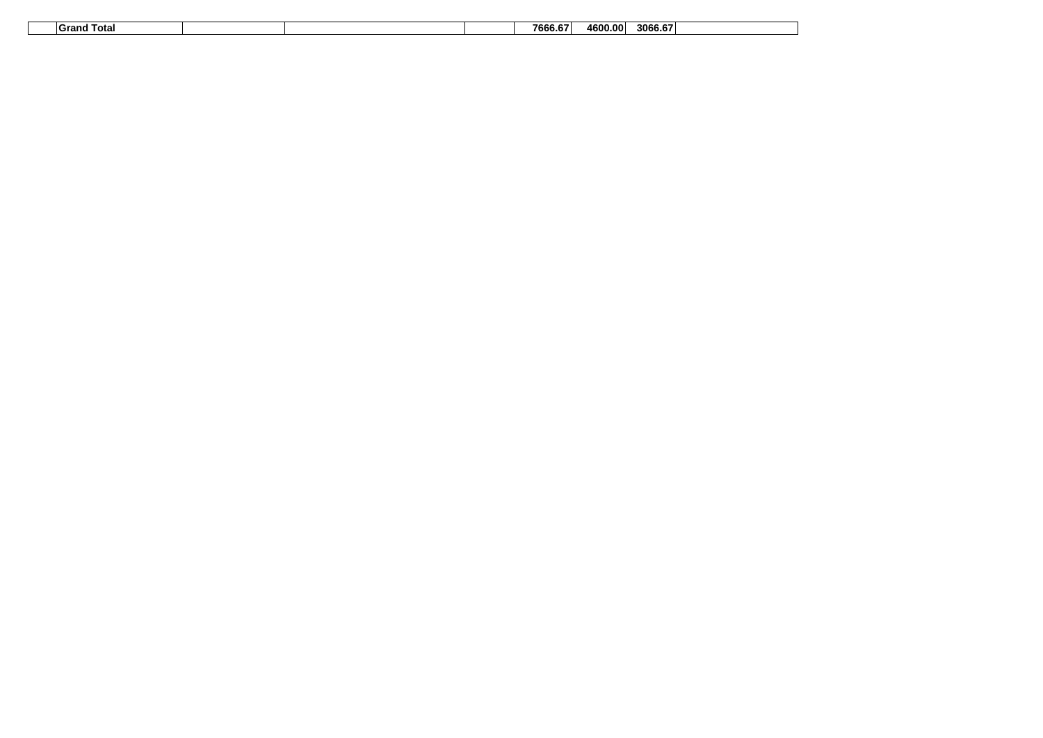| | | | | | | | | |
|---|---|---|---|---|---|---|---|---|
| | **Grand Total** | | | | **7666.67** | **4600.00** | **3066.67** | |